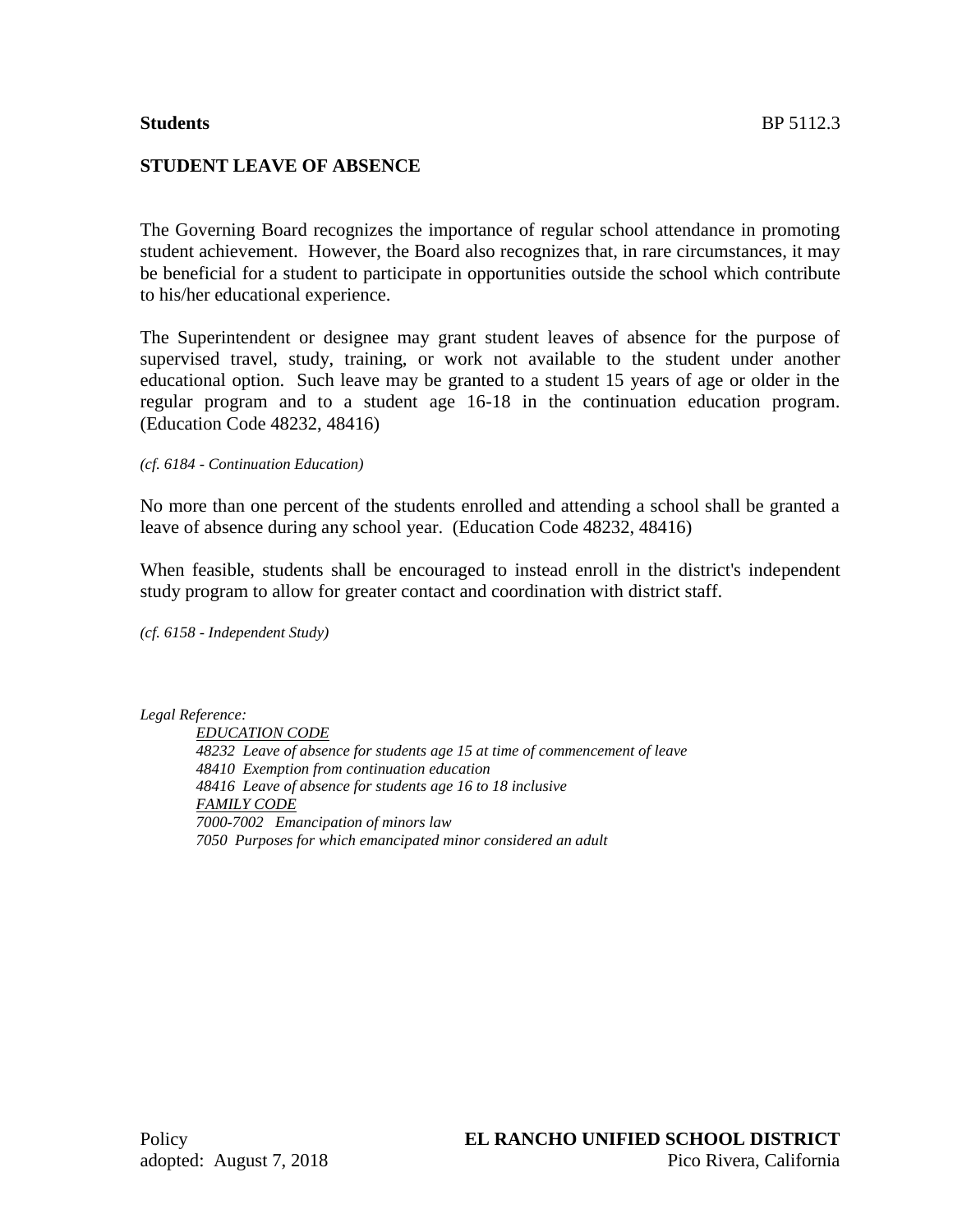**Students** BP 5112.3

# STUDENT LEAVE OF ABSENCE

The Governing Board recognizes the importance of regular school attendance in promoting student achievement. However, the Board also recognizes that, in rare circumstances, it may be beneficial for a student to participate in opportunities outside the school which contribute to his/her educational experience.

The Superintendent or designee may grant student leaves of absence for the purpose of supervised travel, study, training, or work not available to the student under another educational option. Such leave may be granted to a student 15 years of age or older in the regular program and to a student age 16-18 in the continuation education program. (Education Code 48232, 48416)

*(cf. 6184 - Continuation Education)*

No more than one percent of the students enrolled and attending a school shall be granted a leave of absence during any school year. (Education Code 48232, 48416)

When feasible, students shall be encouraged to instead enroll in the district's independent study program to allow for greater contact and coordination with district staff.

*(cf. 6158 - Independent Study)*

*Legal Reference:*

*EDUCATION CODE*
*48232 Leave of absence for students age 15 at time of commencement of leave*
*48410 Exemption from continuation education*
*48416 Leave of absence for students age 16 to 18 inclusive*
*FAMILY CODE*
*7000-7002 Emancipation of minors law*
*7050 Purposes for which emancipated minor considered an adult*

Policy
adopted: August 7, 2018

**EL RANCHO UNIFIED SCHOOL DISTRICT**
Pico Rivera, California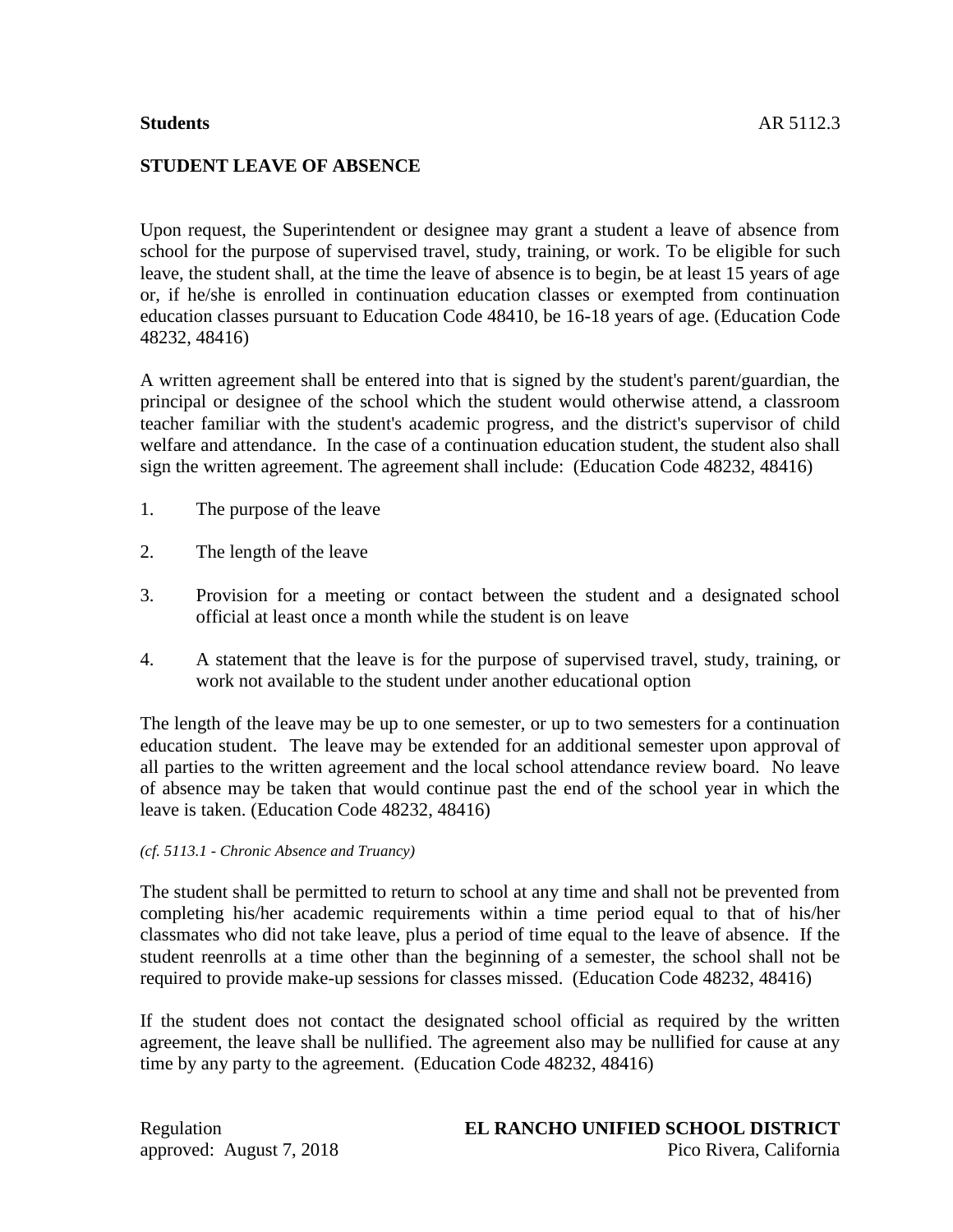**Students** AR 5112.3

## STUDENT LEAVE OF ABSENCE

Upon request, the Superintendent or designee may grant a student a leave of absence from school for the purpose of supervised travel, study, training, or work. To be eligible for such leave, the student shall, at the time the leave of absence is to begin, be at least 15 years of age or, if he/she is enrolled in continuation education classes or exempted from continuation education classes pursuant to Education Code 48410, be 16-18 years of age. (Education Code 48232, 48416)

A written agreement shall be entered into that is signed by the student's parent/guardian, the principal or designee of the school which the student would otherwise attend, a classroom teacher familiar with the student's academic progress, and the district's supervisor of child welfare and attendance. In the case of a continuation education student, the student also shall sign the written agreement. The agreement shall include: (Education Code 48232, 48416)

1. The purpose of the leave
2. The length of the leave
3. Provision for a meeting or contact between the student and a designated school official at least once a month while the student is on leave
4. A statement that the leave is for the purpose of supervised travel, study, training, or work not available to the student under another educational option

The length of the leave may be up to one semester, or up to two semesters for a continuation education student. The leave may be extended for an additional semester upon approval of all parties to the written agreement and the local school attendance review board. No leave of absence may be taken that would continue past the end of the school year in which the leave is taken. (Education Code 48232, 48416)

*(cf. 5113.1 - Chronic Absence and Truancy)*

The student shall be permitted to return to school at any time and shall not be prevented from completing his/her academic requirements within a time period equal to that of his/her classmates who did not take leave, plus a period of time equal to the leave of absence. If the student reenrolls at a time other than the beginning of a semester, the school shall not be required to provide make-up sessions for classes missed. (Education Code 48232, 48416)

If the student does not contact the designated school official as required by the written agreement, the leave shall be nullified. The agreement also may be nullified for cause at any time by any party to the agreement. (Education Code 48232, 48416)

Regulation
approved: August 7, 2018

**EL RANCHO UNIFIED SCHOOL DISTRICT**
Pico Rivera, California